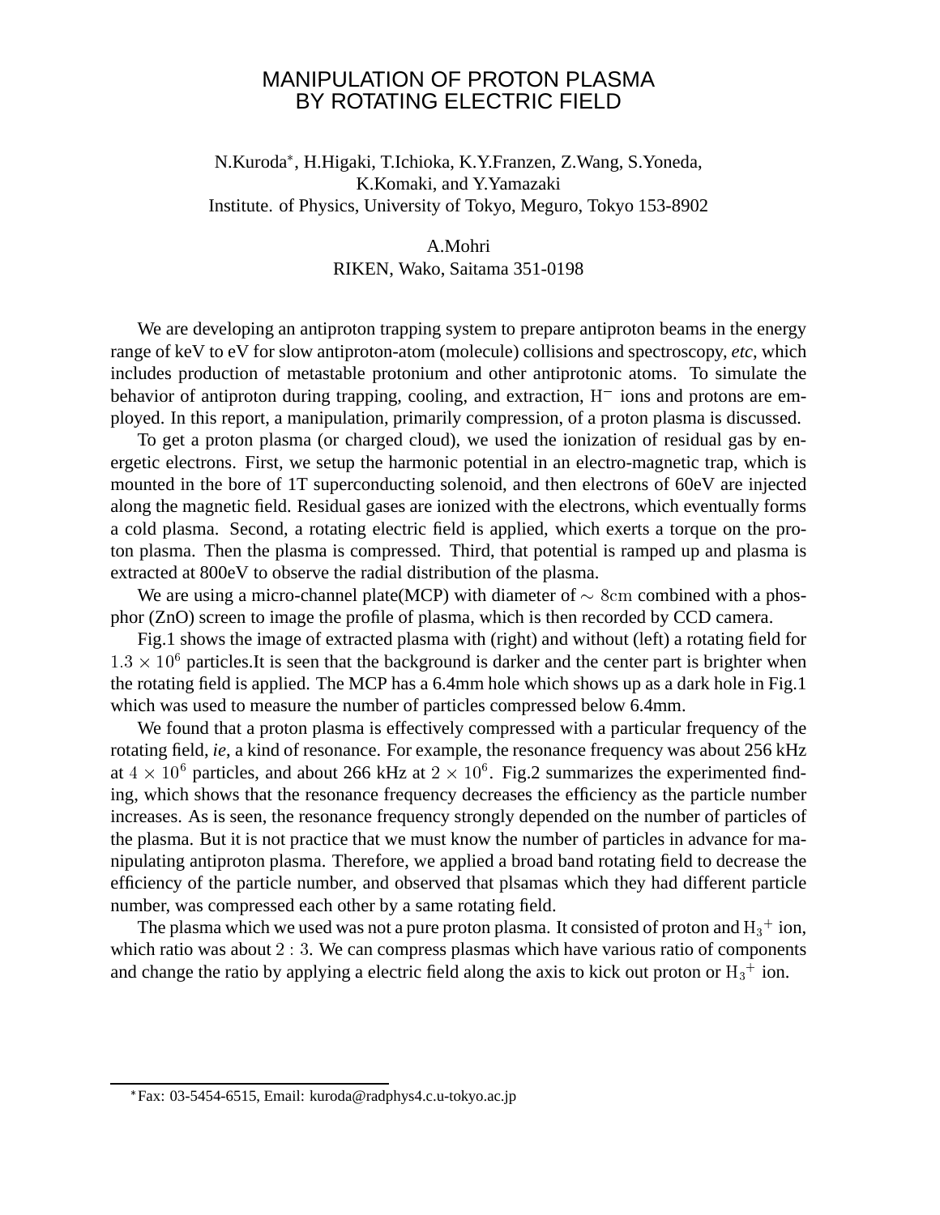# MANIPULATION OF PROTON PLASMA BY ROTATING ELECTRIC FIELD

N.Kuroda*, H.Higaki, T.Ichioka, K.Y.Franzen, Z.Wang, S.Yoneda, K.Komaki, and Y.Yamazaki
Institute. of Physics, University of Tokyo, Meguro, Tokyo 153-8902

A.Mohri
RIKEN, Wako, Saitama 351-0198

We are developing an antiproton trapping system to prepare antiproton beams in the energy range of keV to eV for slow antiproton-atom (molecule) collisions and spectroscopy, *etc*, which includes production of metastable protonium and other antiprotonic atoms. To simulate the behavior of antiproton during trapping, cooling, and extraction, $H^-$ ions and protons are employed. In this report, a manipulation, primarily compression, of a proton plasma is discussed.

To get a proton plasma (or charged cloud), we used the ionization of residual gas by energetic electrons. First, we setup the harmonic potential in an electro-magnetic trap, which is mounted in the bore of 1T superconducting solenoid, and then electrons of 60eV are injected along the magnetic field. Residual gases are ionized with the electrons, which eventually forms a cold plasma. Second, a rotating electric field is applied, which exerts a torque on the proton plasma. Then the plasma is compressed. Third, that potential is ramped up and plasma is extracted at 800eV to observe the radial distribution of the plasma.

We are using a micro-channel plate(MCP) with diameter of $\sim 8\mathrm{cm}$ combined with a phosphor (ZnO) screen to image the profile of plasma, which is then recorded by CCD camera.

Fig.1 shows the image of extracted plasma with (right) and without (left) a rotating field for $1.3 \times 10^6$ particles.It is seen that the background is darker and the center part is brighter when the rotating field is applied. The MCP has a 6.4mm hole which shows up as a dark hole in Fig.1 which was used to measure the number of particles compressed below 6.4mm.

We found that a proton plasma is effectively compressed with a particular frequency of the rotating field, *ie*, a kind of resonance. For example, the resonance frequency was about 256 kHz at $4 \times 10^6$ particles, and about 266 kHz at $2 \times 10^6$. Fig.2 summarizes the experimented finding, which shows that the resonance frequency decreases the efficiency as the particle number increases. As is seen, the resonance frequency strongly depended on the number of particles of the plasma. But it is not practice that we must know the number of particles in advance for manipulating antiproton plasma. Therefore, we applied a broad band rotating field to decrease the efficiency of the particle number, and observed that plsamas which they had different particle number, was compressed each other by a same rotating field.

The plasma which we used was not a pure proton plasma. It consisted of proton and $H_3{}^+$ ion, which ratio was about $2:3$. We can compress plasmas which have various ratio of components and change the ratio by applying a electric field along the axis to kick out proton or $H_3{}^+$ ion.

---

*Fax: 03-5454-6515, Email: kuroda@radphys4.c.u-tokyo.ac.jp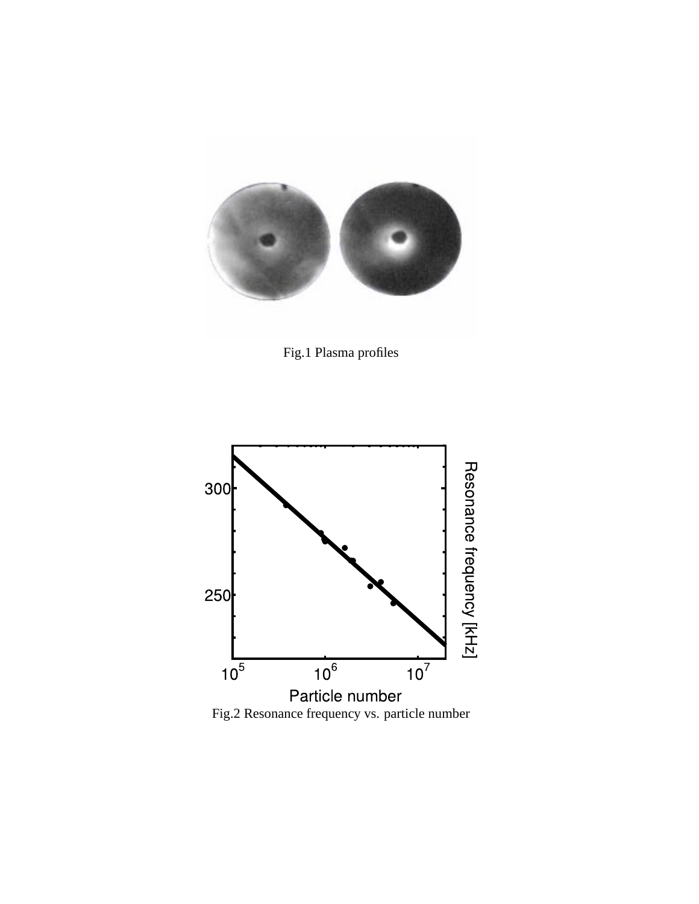Fig.1 Plasma profiles

300

250

$10^5$

$10^6$

$10^7$

Particle number

Resonance frequency [kHz]

Fig.2 Resonance frequency vs. particle number